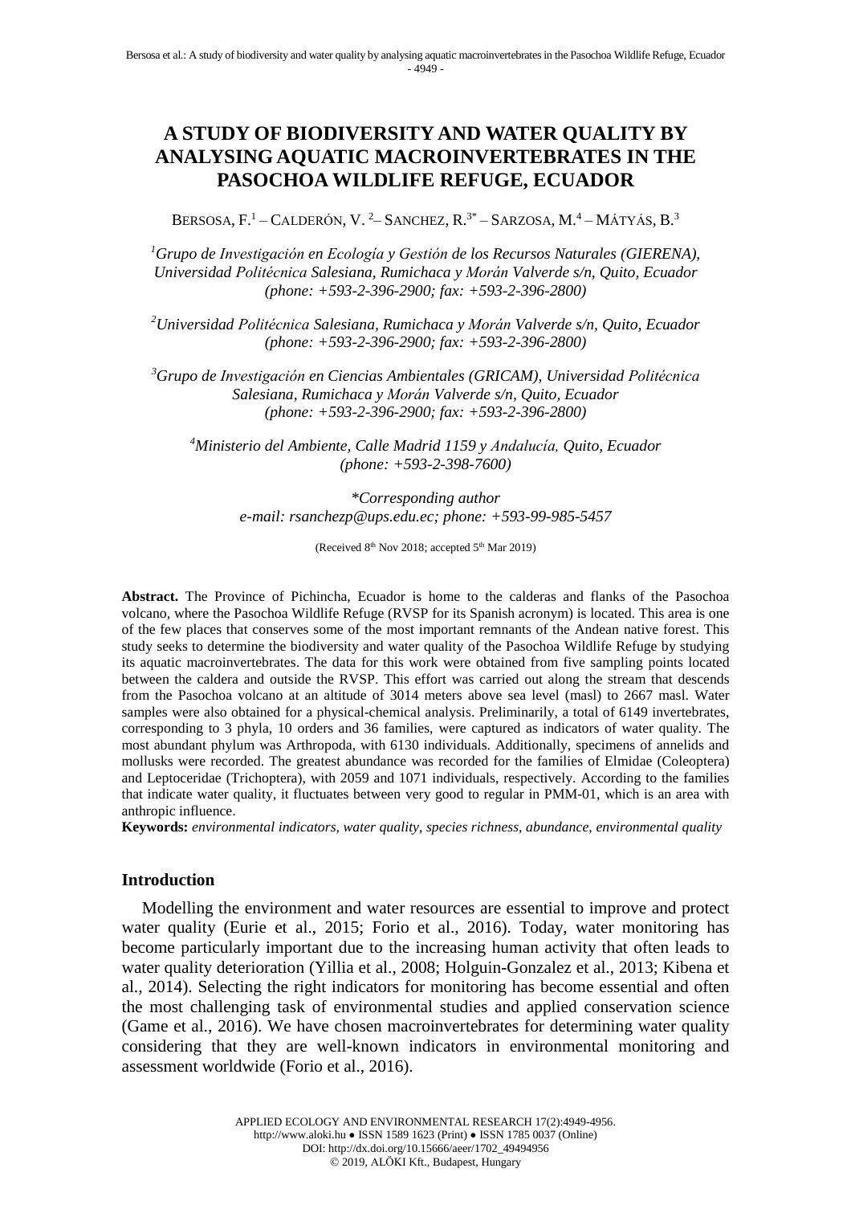# A STUDY OF BIODIVERSITY AND WATER QUALITY BY ANALYSING AQUATIC MACROINVERTEBRATES IN THE PASOCHOA WILDLIFE REFUGE, ECUADOR

BERSOSA, F.[1] – CALDERÓN, V. [2]– SANCHEZ, R.[3*] – SARZOSA, M.[4] – MÁTYÁS, B.[3]

[1]*Grupo de Investigación en Ecología y Gestión de los Recursos Naturales (GIERENA), Universidad Politécnica Salesiana, Rumichaca y Morán Valverde s/n, Quito, Ecuador (phone: +593-2-396-2900; fax: +593-2-396-2800)*

[2]*Universidad Politécnica Salesiana, Rumichaca y Morán Valverde s/n, Quito, Ecuador (phone: +593-2-396-2900; fax: +593-2-396-2800)*

[3]*Grupo de Investigación en Ciencias Ambientales (GRICAM), Universidad Politécnica Salesiana, Rumichaca y Morán Valverde s/n, Quito, Ecuador (phone: +593-2-396-2900; fax: +593-2-396-2800)*

[4]*Ministerio del Ambiente, Calle Madrid 1159 y Andalucía, Quito, Ecuador (phone: +593-2-398-7600)*

*\*Corresponding author*
*e-mail: rsanchezp@ups.edu.ec; phone: +593-99-985-5457*

(Received 8th Nov 2018; accepted 5th Mar 2019)

**Abstract.** The Province of Pichincha, Ecuador is home to the calderas and flanks of the Pasochoa volcano, where the Pasochoa Wildlife Refuge (RVSP for its Spanish acronym) is located. This area is one of the few places that conserves some of the most important remnants of the Andean native forest. This study seeks to determine the biodiversity and water quality of the Pasochoa Wildlife Refuge by studying its aquatic macroinvertebrates. The data for this work were obtained from five sampling points located between the caldera and outside the RVSP. This effort was carried out along the stream that descends from the Pasochoa volcano at an altitude of 3014 meters above sea level (masl) to 2667 masl. Water samples were also obtained for a physical-chemical analysis. Preliminarily, a total of 6149 invertebrates, corresponding to 3 phyla, 10 orders and 36 families, were captured as indicators of water quality. The most abundant phylum was Arthropoda, with 6130 individuals. Additionally, specimens of annelids and mollusks were recorded. The greatest abundance was recorded for the families of Elmidae (Coleoptera) and Leptoceridae (Trichoptera), with 2059 and 1071 individuals, respectively. According to the families that indicate water quality, it fluctuates between very good to regular in PMM-01, which is an area with anthropic influence.

**Keywords:** *environmental indicators, water quality, species richness, abundance, environmental quality*

## Introduction

Modelling the environment and water resources are essential to improve and protect water quality (Eurie et al., 2015; Forio et al., 2016). Today, water monitoring has become particularly important due to the increasing human activity that often leads to water quality deterioration (Yillia et al., 2008; Holguin-Gonzalez et al., 2013; Kibena et al., 2014). Selecting the right indicators for monitoring has become essential and often the most challenging task of environmental studies and applied conservation science (Game et al., 2016). We have chosen macroinvertebrates for determining water quality considering that they are well-known indicators in environmental monitoring and assessment worldwide (Forio et al., 2016).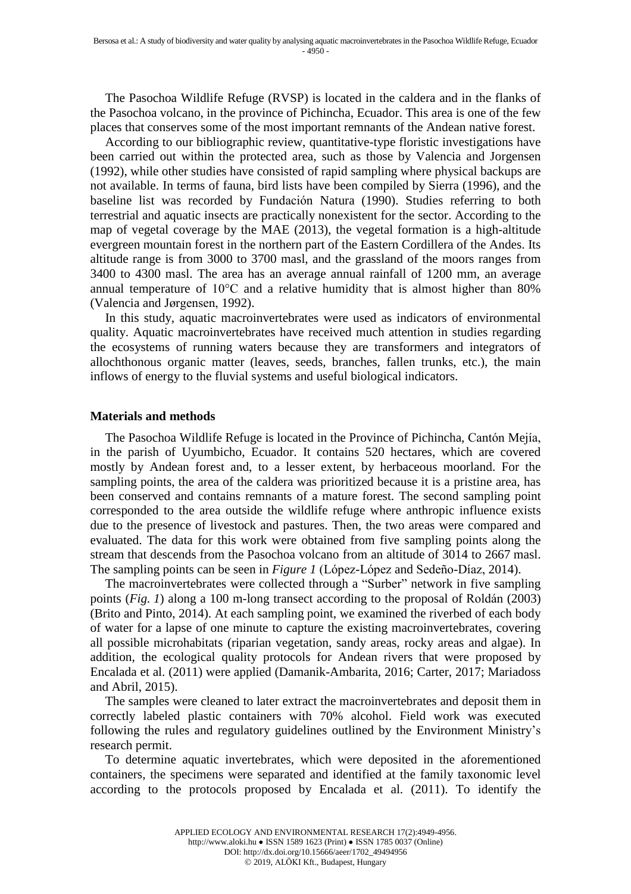The Pasochoa Wildlife Refuge (RVSP) is located in the caldera and in the flanks of the Pasochoa volcano, in the province of Pichincha, Ecuador. This area is one of the few places that conserves some of the most important remnants of the Andean native forest.

According to our bibliographic review, quantitative-type floristic investigations have been carried out within the protected area, such as those by Valencia and Jorgensen (1992), while other studies have consisted of rapid sampling where physical backups are not available. In terms of fauna, bird lists have been compiled by Sierra (1996), and the baseline list was recorded by Fundación Natura (1990). Studies referring to both terrestrial and aquatic insects are practically nonexistent for the sector. According to the map of vegetal coverage by the MAE (2013), the vegetal formation is a high-altitude evergreen mountain forest in the northern part of the Eastern Cordillera of the Andes. Its altitude range is from 3000 to 3700 masl, and the grassland of the moors ranges from 3400 to 4300 masl. The area has an average annual rainfall of 1200 mm, an average annual temperature of 10°C and a relative humidity that is almost higher than 80% (Valencia and Jørgensen, 1992).

In this study, aquatic macroinvertebrates were used as indicators of environmental quality. Aquatic macroinvertebrates have received much attention in studies regarding the ecosystems of running waters because they are transformers and integrators of allochthonous organic matter (leaves, seeds, branches, fallen trunks, etc.), the main inflows of energy to the fluvial systems and useful biological indicators.

## Materials and methods

The Pasochoa Wildlife Refuge is located in the Province of Pichincha, Cantón Mejía, in the parish of Uyumbicho, Ecuador. It contains 520 hectares, which are covered mostly by Andean forest and, to a lesser extent, by herbaceous moorland. For the sampling points, the area of the caldera was prioritized because it is a pristine area, has been conserved and contains remnants of a mature forest. The second sampling point corresponded to the area outside the wildlife refuge where anthropic influence exists due to the presence of livestock and pastures. Then, the two areas were compared and evaluated. The data for this work were obtained from five sampling points along the stream that descends from the Pasochoa volcano from an altitude of 3014 to 2667 masl. The sampling points can be seen in *Figure 1* (López-López and Sedeño-Díaz, 2014).

The macroinvertebrates were collected through a "Surber" network in five sampling points (*Fig. 1*) along a 100 m-long transect according to the proposal of Roldán (2003) (Brito and Pinto, 2014). At each sampling point, we examined the riverbed of each body of water for a lapse of one minute to capture the existing macroinvertebrates, covering all possible microhabitats (riparian vegetation, sandy areas, rocky areas and algae). In addition, the ecological quality protocols for Andean rivers that were proposed by Encalada et al. (2011) were applied (Damanik-Ambarita, 2016; Carter, 2017; Mariadoss and Abril, 2015).

The samples were cleaned to later extract the macroinvertebrates and deposit them in correctly labeled plastic containers with 70% alcohol. Field work was executed following the rules and regulatory guidelines outlined by the Environment Ministry's research permit.

To determine aquatic invertebrates, which were deposited in the aforementioned containers, the specimens were separated and identified at the family taxonomic level according to the protocols proposed by Encalada et al. (2011). To identify the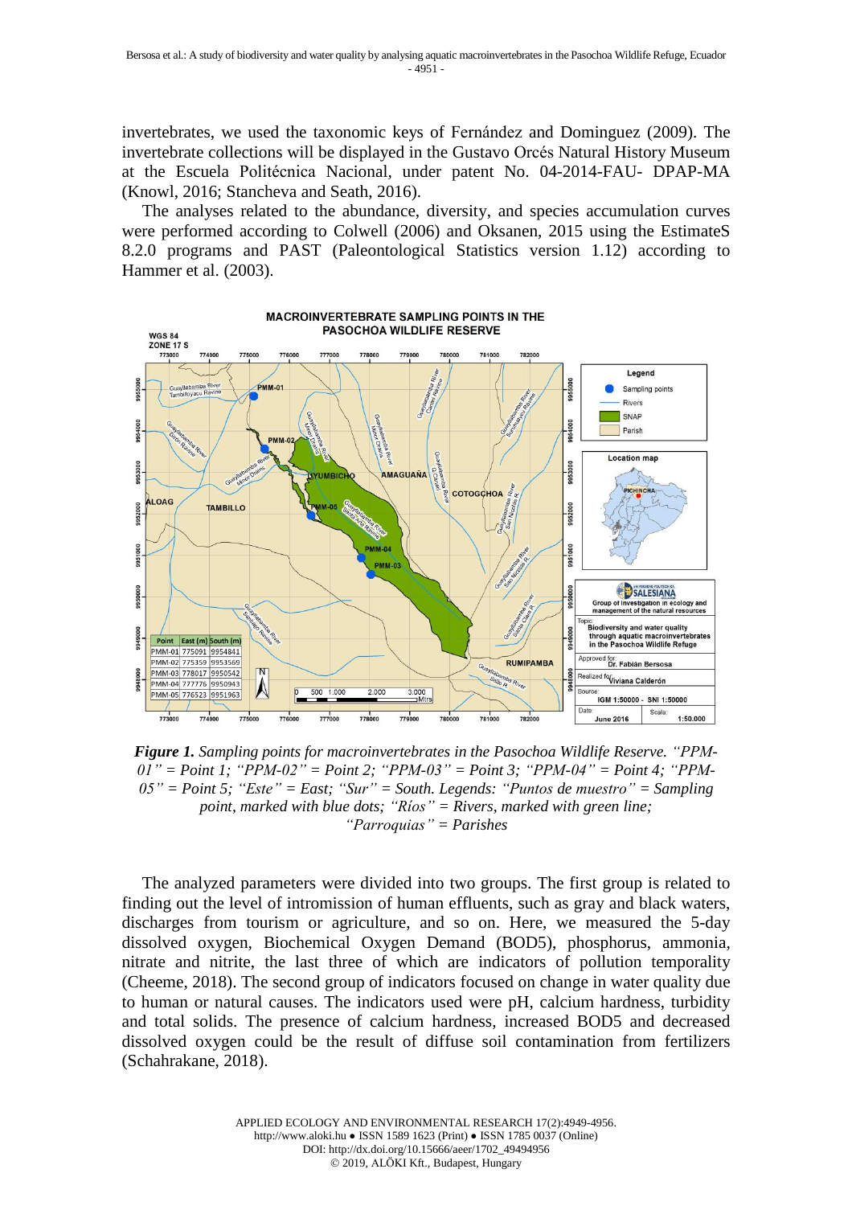invertebrates, we used the taxonomic keys of Fernández and Dominguez (2009). The invertebrate collections will be displayed in the Gustavo Orcés Natural History Museum at the Escuela Politécnica Nacional, under patent No. 04-2014-FAU- DPAP-MA (Knowl, 2016; Stancheva and Seath, 2016).

The analyses related to the abundance, diversity, and species accumulation curves were performed according to Colwell (2006) and Oksanen, 2015 using the EstimateS 8.2.0 programs and PAST (Paleontological Statistics version 1.12) according to Hammer et al. (2003).

***Figure 1.*** *Sampling points for macroinvertebrates in the Pasochoa Wildlife Reserve. "PPM-01" = Point 1; "PPM-02" = Point 2; "PPM-03" = Point 3; "PPM-04" = Point 4; "PPM-05" = Point 5; "Este" = East; "Sur" = South. Legends: "Puntos de muestro" = Sampling point, marked with blue dots; "Ríos" = Rivers, marked with green line; "Parroquias" = Parishes*

The analyzed parameters were divided into two groups. The first group is related to finding out the level of intromission of human effluents, such as gray and black waters, discharges from tourism or agriculture, and so on. Here, we measured the 5-day dissolved oxygen, Biochemical Oxygen Demand (BOD5), phosphorus, ammonia, nitrate and nitrite, the last three of which are indicators of pollution temporality (Cheeme, 2018). The second group of indicators focused on change in water quality due to human or natural causes. The indicators used were pH, calcium hardness, turbidity and total solids. The presence of calcium hardness, increased BOD5 and decreased dissolved oxygen could be the result of diffuse soil contamination from fertilizers (Schahrakane, 2018).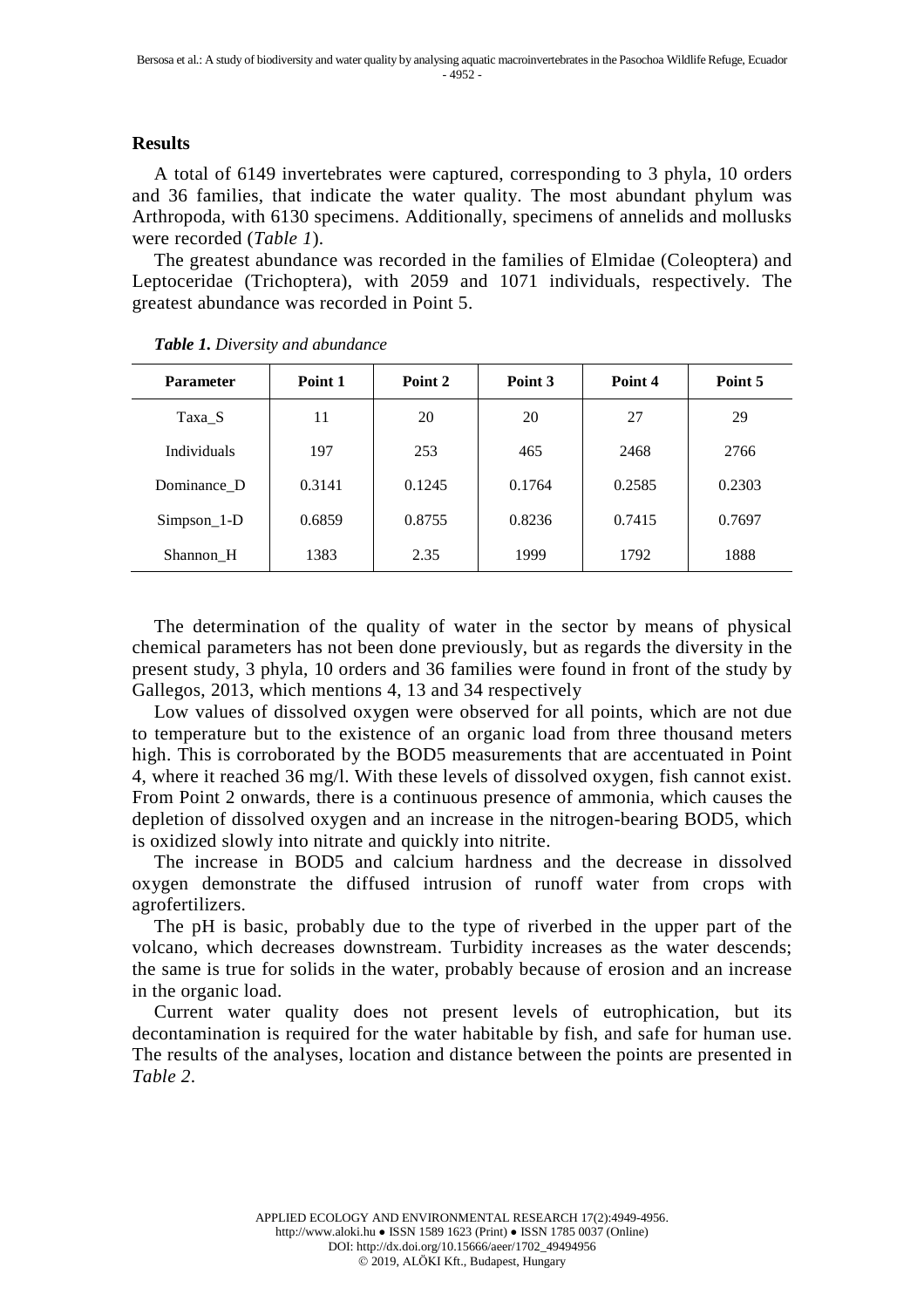## Results

A total of 6149 invertebrates were captured, corresponding to 3 phyla, 10 orders and 36 families, that indicate the water quality. The most abundant phylum was Arthropoda, with 6130 specimens. Additionally, specimens of annelids and mollusks were recorded (*Table 1*).

The greatest abundance was recorded in the families of Elmidae (Coleoptera) and Leptoceridae (Trichoptera), with 2059 and 1071 individuals, respectively. The greatest abundance was recorded in Point 5.

***Table 1.*** *Diversity and abundance*

| Parameter | Point 1 | Point 2 | Point 3 | Point 4 | Point 5 |
|---|---|---|---|---|---|
| Taxa_S | 11 | 20 | 20 | 27 | 29 |
| Individuals | 197 | 253 | 465 | 2468 | 2766 |
| Dominance_D | 0.3141 | 0.1245 | 0.1764 | 0.2585 | 0.2303 |
| Simpson_1-D | 0.6859 | 0.8755 | 0.8236 | 0.7415 | 0.7697 |
| Shannon_H | 1383 | 2.35 | 1999 | 1792 | 1888 |

The determination of the quality of water in the sector by means of physical chemical parameters has not been done previously, but as regards the diversity in the present study, 3 phyla, 10 orders and 36 families were found in front of the study by Gallegos, 2013, which mentions 4, 13 and 34 respectively

Low values of dissolved oxygen were observed for all points, which are not due to temperature but to the existence of an organic load from three thousand meters high. This is corroborated by the BOD5 measurements that are accentuated in Point 4, where it reached 36 mg/l. With these levels of dissolved oxygen, fish cannot exist. From Point 2 onwards, there is a continuous presence of ammonia, which causes the depletion of dissolved oxygen and an increase in the nitrogen-bearing BOD5, which is oxidized slowly into nitrate and quickly into nitrite.

The increase in BOD5 and calcium hardness and the decrease in dissolved oxygen demonstrate the diffused intrusion of runoff water from crops with agrofertilizers.

The pH is basic, probably due to the type of riverbed in the upper part of the volcano, which decreases downstream. Turbidity increases as the water descends; the same is true for solids in the water, probably because of erosion and an increase in the organic load.

Current water quality does not present levels of eutrophication, but its decontamination is required for the water habitable by fish, and safe for human use. The results of the analyses, location and distance between the points are presented in *Table 2*.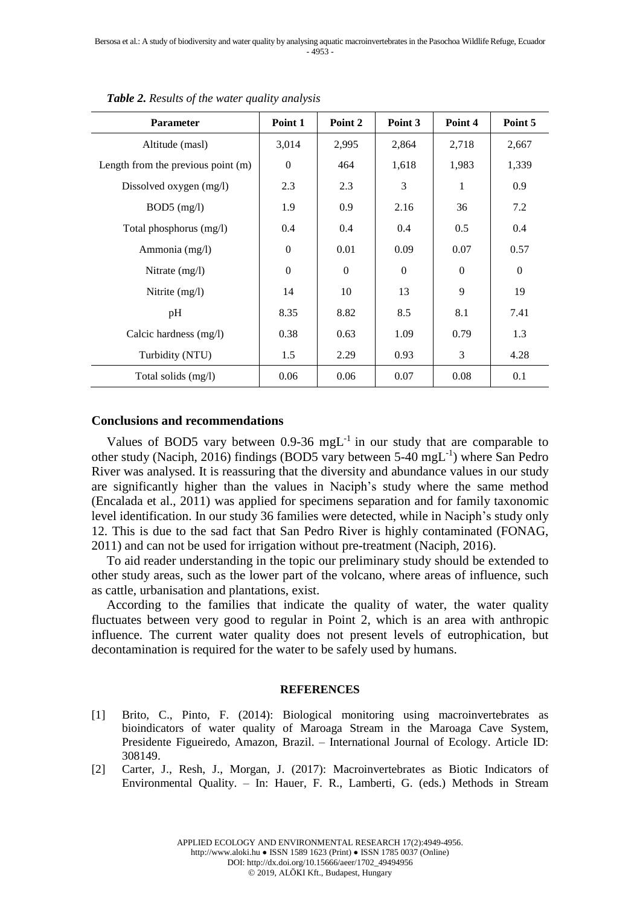*Table 2. Results of the water quality analysis*

| Parameter | Point 1 | Point 2 | Point 3 | Point 4 | Point 5 |
|---|---|---|---|---|---|
| Altitude (masl) | 3,014 | 2,995 | 2,864 | 2,718 | 2,667 |
| Length from the previous point (m) | 0 | 464 | 1,618 | 1,983 | 1,339 |
| Dissolved oxygen (mg/l) | 2.3 | 2.3 | 3 | 1 | 0.9 |
| BOD5 (mg/l) | 1.9 | 0.9 | 2.16 | 36 | 7.2 |
| Total phosphorus (mg/l) | 0.4 | 0.4 | 0.4 | 0.5 | 0.4 |
| Ammonia (mg/l) | 0 | 0.01 | 0.09 | 0.07 | 0.57 |
| Nitrate (mg/l) | 0 | 0 | 0 | 0 | 0 |
| Nitrite (mg/l) | 14 | 10 | 13 | 9 | 19 |
| pH | 8.35 | 8.82 | 8.5 | 8.1 | 7.41 |
| Calcic hardness (mg/l) | 0.38 | 0.63 | 1.09 | 0.79 | 1.3 |
| Turbidity (NTU) | 1.5 | 2.29 | 0.93 | 3 | 4.28 |
| Total solids (mg/l) | 0.06 | 0.06 | 0.07 | 0.08 | 0.1 |

## Conclusions and recommendations

Values of BOD5 vary between 0.9-36 $mgL^{-1}$ in our study that are comparable to other study (Naciph, 2016) findings (BOD5 vary between 5-40 $mgL^{-1}$) where San Pedro River was analysed. It is reassuring that the diversity and abundance values in our study are significantly higher than the values in Naciph's study where the same method (Encalada et al., 2011) was applied for specimens separation and for family taxonomic level identification. In our study 36 families were detected, while in Naciph's study only 12. This is due to the sad fact that San Pedro River is highly contaminated (FONAG, 2011) and can not be used for irrigation without pre-treatment (Naciph, 2016).

To aid reader understanding in the topic our preliminary study should be extended to other study areas, such as the lower part of the volcano, where areas of influence, such as cattle, urbanisation and plantations, exist.

According to the families that indicate the quality of water, the water quality fluctuates between very good to regular in Point 2, which is an area with anthropic influence. The current water quality does not present levels of eutrophication, but decontamination is required for the water to be safely used by humans.

## REFERENCES

[1] Brito, C., Pinto, F. (2014): Biological monitoring using macroinvertebrates as bioindicators of water quality of Maroaga Stream in the Maroaga Cave System, Presidente Figueiredo, Amazon, Brazil. – International Journal of Ecology. Article ID: 308149.

[2] Carter, J., Resh, J., Morgan, J. (2017): Macroinvertebrates as Biotic Indicators of Environmental Quality. – In: Hauer, F. R., Lamberti, G. (eds.) Methods in Stream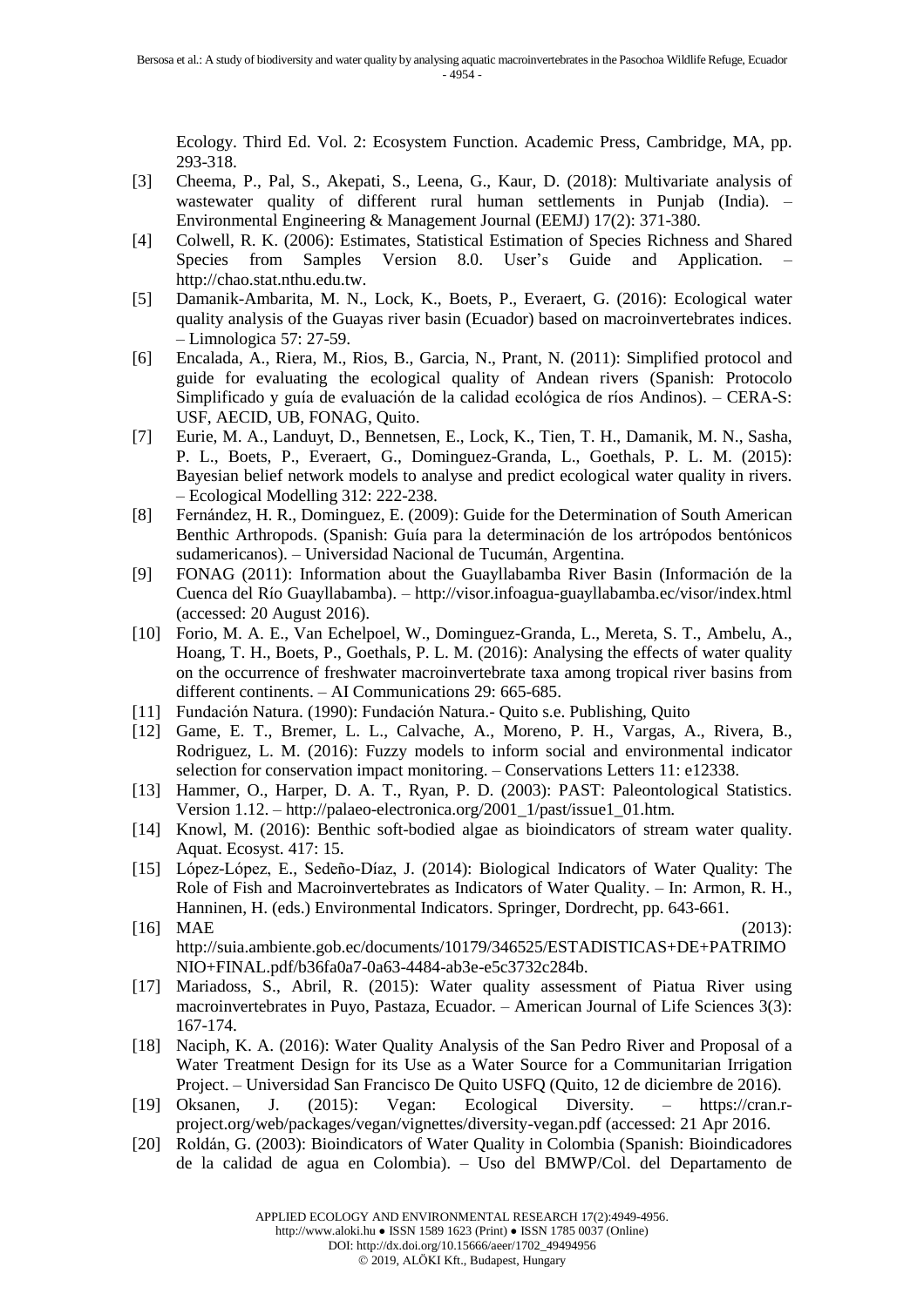Ecology. Third Ed. Vol. 2: Ecosystem Function. Academic Press, Cambridge, MA, pp. 293-318.

[3] Cheema, P., Pal, S., Akepati, S., Leena, G., Kaur, D. (2018): Multivariate analysis of wastewater quality of different rural human settlements in Punjab (India). – Environmental Engineering & Management Journal (EEMJ) 17(2): 371-380.

[4] Colwell, R. K. (2006): Estimates, Statistical Estimation of Species Richness and Shared Species from Samples Version 8.0. User's Guide and Application. – http://chao.stat.nthu.edu.tw.

[5] Damanik-Ambarita, M. N., Lock, K., Boets, P., Everaert, G. (2016): Ecological water quality analysis of the Guayas river basin (Ecuador) based on macroinvertebrates indices. – Limnologica 57: 27-59.

[6] Encalada, A., Riera, M., Rios, B., Garcia, N., Prant, N. (2011): Simplified protocol and guide for evaluating the ecological quality of Andean rivers (Spanish: Protocolo Simplificado y guía de evaluación de la calidad ecológica de ríos Andinos). – CERA-S: USF, AECID, UB, FONAG, Quito.

[7] Eurie, M. A., Landuyt, D., Bennetsen, E., Lock, K., Tien, T. H., Damanik, M. N., Sasha, P. L., Boets, P., Everaert, G., Dominguez-Granda, L., Goethals, P. L. M. (2015): Bayesian belief network models to analyse and predict ecological water quality in rivers. – Ecological Modelling 312: 222-238.

[8] Fernández, H. R., Dominguez, E. (2009): Guide for the Determination of South American Benthic Arthropods. (Spanish: Guía para la determinación de los artrópodos bentónicos sudamericanos). – Universidad Nacional de Tucumán, Argentina.

[9] FONAG (2011): Information about the Guayllabamba River Basin (Información de la Cuenca del Río Guayllabamba). – http://visor.infoagua-guayllabamba.ec/visor/index.html (accessed: 20 August 2016).

[10] Forio, M. A. E., Van Echelpoel, W., Dominguez-Granda, L., Mereta, S. T., Ambelu, A., Hoang, T. H., Boets, P., Goethals, P. L. M. (2016): Analysing the effects of water quality on the occurrence of freshwater macroinvertebrate taxa among tropical river basins from different continents. – AI Communications 29: 665-685.

[11] Fundación Natura. (1990): Fundación Natura.- Quito s.e. Publishing, Quito

[12] Game, E. T., Bremer, L. L., Calvache, A., Moreno, P. H., Vargas, A., Rivera, B., Rodriguez, L. M. (2016): Fuzzy models to inform social and environmental indicator selection for conservation impact monitoring. – Conservations Letters 11: e12338.

[13] Hammer, O., Harper, D. A. T., Ryan, P. D. (2003): PAST: Paleontological Statistics. Version 1.12. – http://palaeo-electronica.org/2001_1/past/issue1_01.htm.

[14] Knowl, M. (2016): Benthic soft-bodied algae as bioindicators of stream water quality. Aquat. Ecosyst. 417: 15.

[15] López-López, E., Sedeño-Díaz, J. (2014): Biological Indicators of Water Quality: The Role of Fish and Macroinvertebrates as Indicators of Water Quality. – In: Armon, R. H., Hanninen, H. (eds.) Environmental Indicators. Springer, Dordrecht, pp. 643-661.

[16] MAE (2013): http://suia.ambiente.gob.ec/documents/10179/346525/ESTADISTICAS+DE+PATRIMONIO+FINAL.pdf/b36fa0a7-0a63-4484-ab3e-e5c3732c284b.

[17] Mariadoss, S., Abril, R. (2015): Water quality assessment of Piatua River using macroinvertebrates in Puyo, Pastaza, Ecuador. – American Journal of Life Sciences 3(3): 167-174.

[18] Naciph, K. A. (2016): Water Quality Analysis of the San Pedro River and Proposal of a Water Treatment Design for its Use as a Water Source for a Communitarian Irrigation Project. – Universidad San Francisco De Quito USFQ (Quito, 12 de diciembre de 2016).

[19] Oksanen, J. (2015): Vegan: Ecological Diversity. – https://cran.r-project.org/web/packages/vegan/vignettes/diversity-vegan.pdf (accessed: 21 Apr 2016.

[20] Roldán, G. (2003): Bioindicators of Water Quality in Colombia (Spanish: Bioindicadores de la calidad de agua en Colombia). – Uso del BMWP/Col. del Departamento de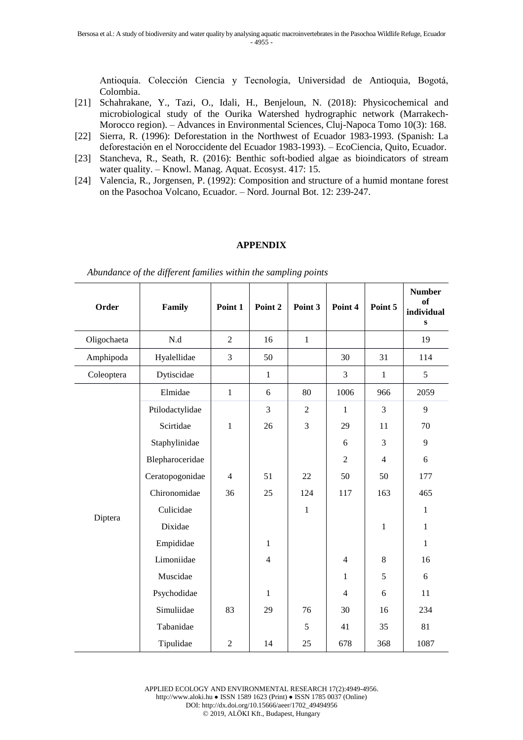Antioquía. Colección Ciencia y Tecnología, Universidad de Antioquia, Bogotá, Colombia.

[21] Schahrakane, Y., Tazi, O., Idali, H., Benjeloun, N. (2018): Physicochemical and microbiological study of the Ourika Watershed hydrographic network (Marrakech-Morocco region). – Advances in Environmental Sciences, Cluj-Napoca Tomo 10(3): 168.

[22] Sierra, R. (1996): Deforestation in the Northwest of Ecuador 1983-1993. (Spanish: La deforestación en el Noroccidente del Ecuador 1983-1993). – EcoCiencia, Quito, Ecuador.

[23] Stancheva, R., Seath, R. (2016): Benthic soft-bodied algae as bioindicators of stream water quality. – Knowl. Manag. Aquat. Ecosyst. 417: 15.

[24] Valencia, R., Jorgensen, P. (1992): Composition and structure of a humid montane forest on the Pasochoa Volcano, Ecuador. – Nord. Journal Bot. 12: 239-247.

## APPENDIX

*Abundance of the different families within the sampling points*

| Order | Family | Point 1 | Point 2 | Point 3 | Point 4 | Point 5 | Number of individuals |
|---|---|---|---|---|---|---|---|
| Oligochaeta | N.d | 2 | 16 | 1 | | | 19 |
| Amphipoda | Hyalellidae | 3 | 50 | | 30 | 31 | 114 |
| Coleoptera | Dytiscidae | | 1 | | 3 | 1 | 5 |
| Diptera | Elmidae | 1 | 6 | 80 | 1006 | 966 | 2059 |
| | Ptilodactylidae | | 3 | 2 | 1 | 3 | 9 |
| | Scirtidae | 1 | 26 | 3 | 29 | 11 | 70 |
| | Staphylinidae | | | | 6 | 3 | 9 |
| | Blepharoceridae | | | | 2 | 4 | 6 |
| | Ceratopogonidae | 4 | 51 | 22 | 50 | 50 | 177 |
| | Chironomidae | 36 | 25 | 124 | 117 | 163 | 465 |
| | Culicidae | | | 1 | | | 1 |
| | Dixidae | | | | | 1 | 1 |
| | Empididae | | 1 | | | | 1 |
| | Limoniidae | | 4 | | 4 | 8 | 16 |
| | Muscidae | | | | 1 | 5 | 6 |
| | Psychodidae | | 1 | | 4 | 6 | 11 |
| | Simuliidae | 83 | 29 | 76 | 30 | 16 | 234 |
| | Tabanidae | | | 5 | 41 | 35 | 81 |
| | Tipulidae | 2 | 14 | 25 | 678 | 368 | 1087 |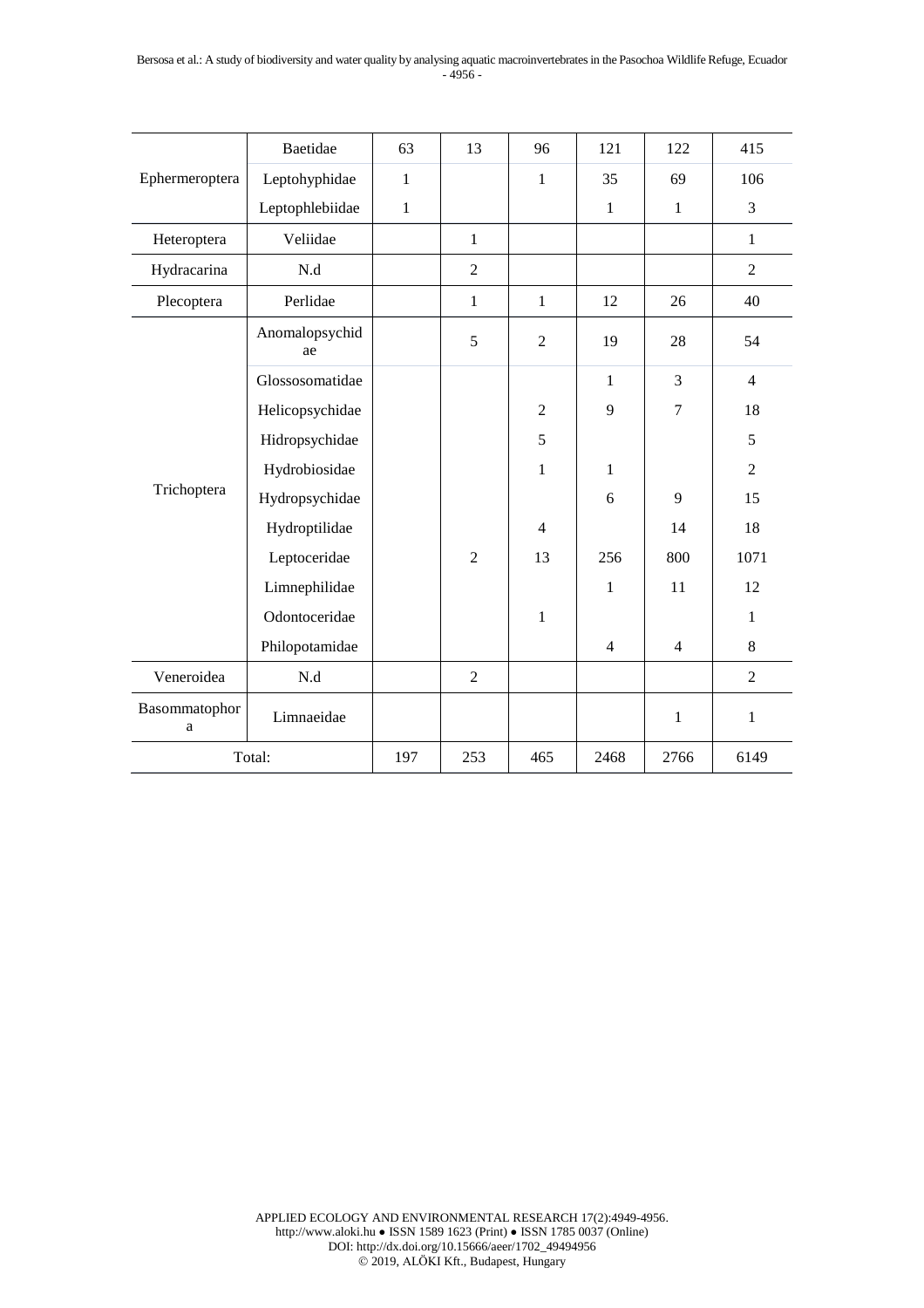| | | | | | | | |
|---|---|---|---|---|---|---|---|
| Ephermeroptera | Baetidae | 63 | 13 | 96 | 121 | 122 | 415 |
| | Leptohyphidae | 1 | | 1 | 35 | 69 | 106 |
| | Leptophlebiidae | 1 | | | 1 | 1 | 3 |
| Heteroptera | Veliidae | | 1 | | | | 1 |
| Hydracarina | N.d | | 2 | | | | 2 |
| Plecoptera | Perlidae | | 1 | 1 | 12 | 26 | 40 |
| Trichoptera | Anomalopsychidae | | 5 | 2 | 19 | 28 | 54 |
| | Glossosomatidae | | | | 1 | 3 | 4 |
| | Helicopsychidae | | | 2 | 9 | 7 | 18 |
| | Hidropsychidae | | | 5 | | | 5 |
| | Hydrobiosidae | | | 1 | 1 | | 2 |
| | Hydropsychidae | | | | 6 | 9 | 15 |
| | Hydroptilidae | | | 4 | | 14 | 18 |
| | Leptoceridae | | 2 | 13 | 256 | 800 | 1071 |
| | Limnephilidae | | | | 1 | 11 | 12 |
| | Odontoceridae | | | 1 | | | 1 |
| | Philopotamidae | | | | 4 | 4 | 8 |
| Veneroidea | N.d | | 2 | | | | 2 |
| Basommatophora | Limnaeidae | | | | | 1 | 1 |
| Total: | | 197 | 253 | 465 | 2468 | 2766 | 6149 |